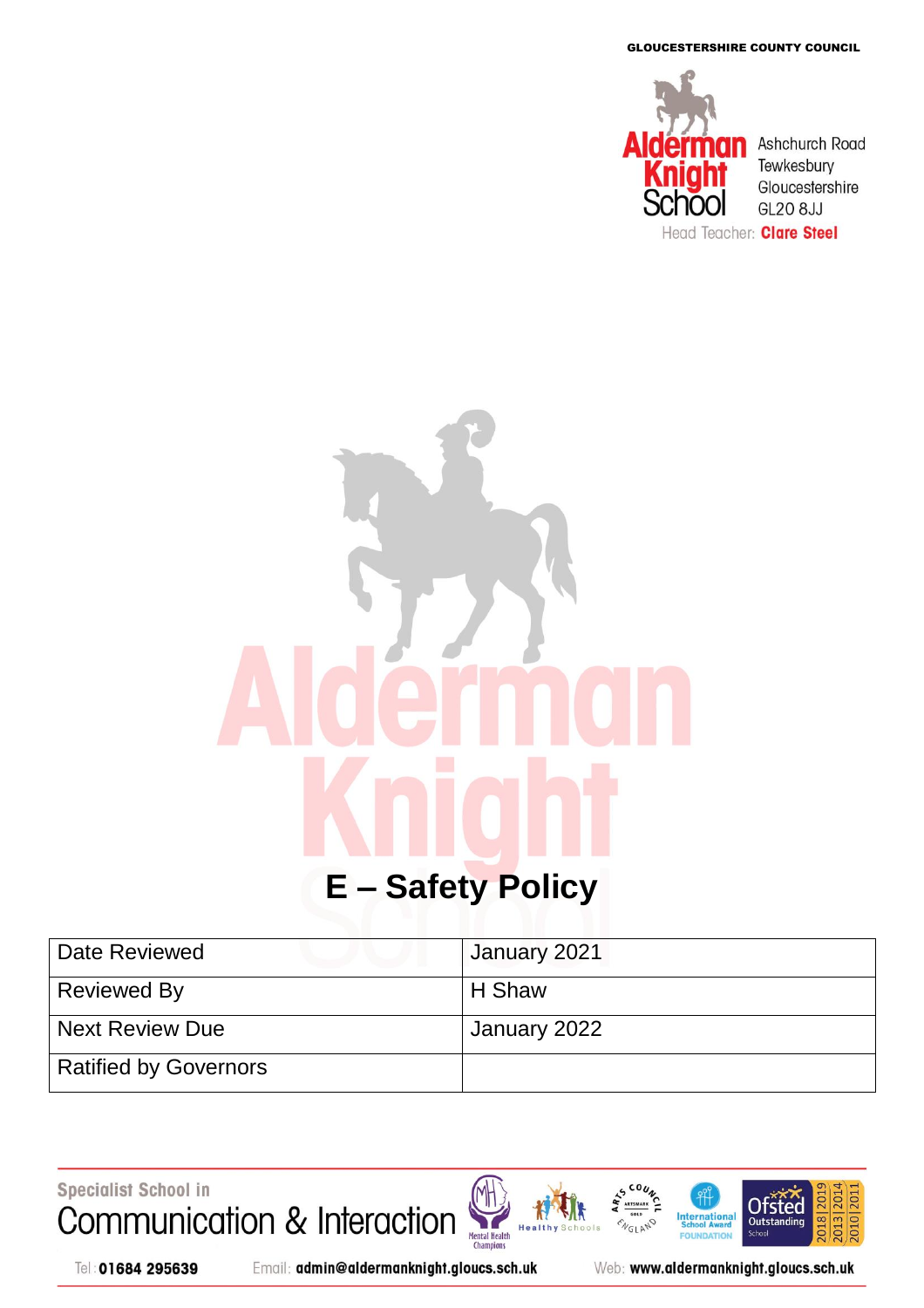GLOUCESTERSHIRE COUNTY COUNCIL

Alderman Knight School
Ashchurch Road
Tewkesbury
Gloucestershire
GL20 8JJ
Head Teacher: **Clare Steel**

# E – Safety Policy

| Date Reviewed | January 2021 |
|---|---|
| Reviewed By | H Shaw |
| Next Review Due | January 2022 |
| Ratified by Governors | |

Specialist School in
Communication & Interaction

Tel: **01684 295639** Email: **admin@aldermanknight.gloucs.sch.uk** Web: **www.aldermanknight.gloucs.sch.uk**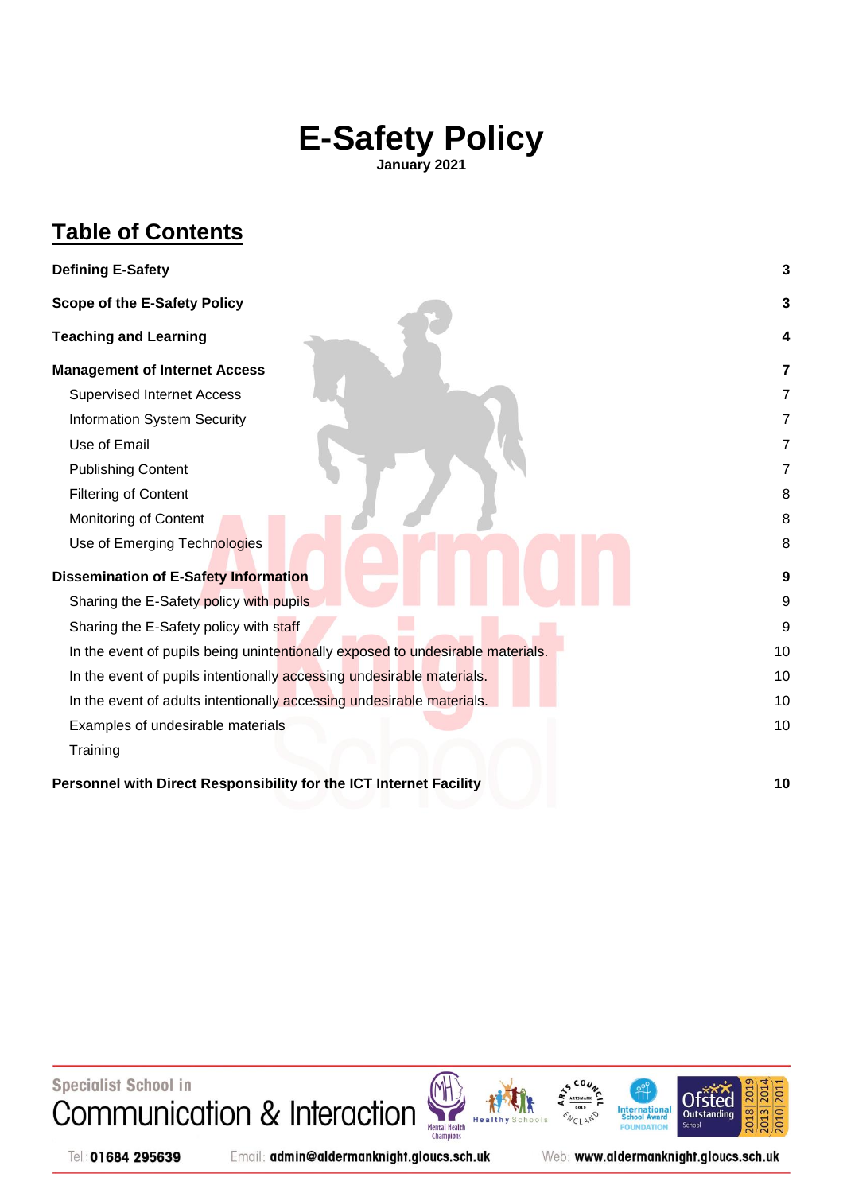# E-Safety Policy

**January 2021**

## Table of Contents

| | |
|---|---|
| **Defining E-Safety** | **3** |
| **Scope of the E-Safety Policy** | **3** |
| **Teaching and Learning** | **4** |
| **Management of Internet Access** | **7** |
| Supervised Internet Access | 7 |
| Information System Security | 7 |
| Use of Email | 7 |
| Publishing Content | 7 |
| Filtering of Content | 8 |
| Monitoring of Content | 8 |
| Use of Emerging Technologies | 8 |
| **Dissemination of E-Safety Information** | **9** |
| Sharing the E-Safety policy with pupils | 9 |
| Sharing the E-Safety policy with staff | 9 |
| In the event of pupils being unintentionally exposed to undesirable materials. | 10 |
| In the event of pupils intentionally accessing undesirable materials. | 10 |
| In the event of adults intentionally accessing undesirable materials. | 10 |
| Examples of undesirable materials | 10 |
| Training | |
| **Personnel with Direct Responsibility for the ICT Internet Facility** | **10** |

Specialist School in Communication & Interaction

Tel: 01684 295639 Email: admin@aldermanknight.gloucs.sch.uk Web: www.aldermanknight.gloucs.sch.uk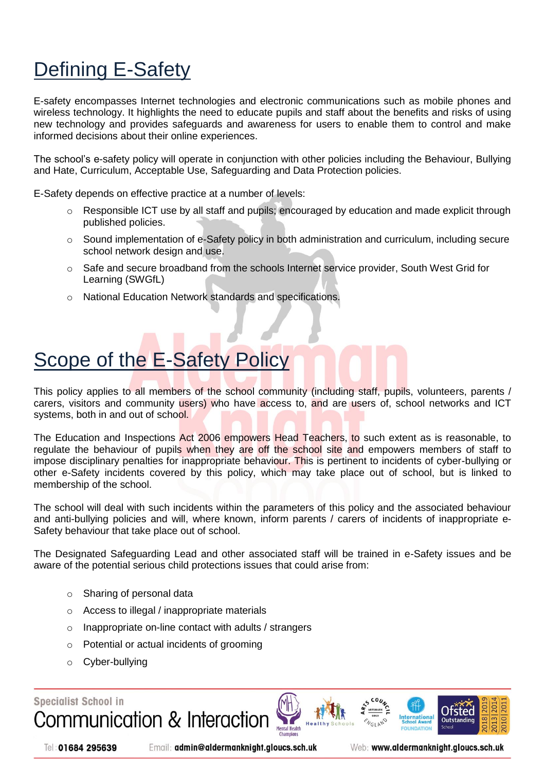# Defining E-Safety

E-safety encompasses Internet technologies and electronic communications such as mobile phones and wireless technology. It highlights the need to educate pupils and staff about the benefits and risks of using new technology and provides safeguards and awareness for users to enable them to control and make informed decisions about their online experiences.

The school's e-safety policy will operate in conjunction with other policies including the Behaviour, Bullying and Hate, Curriculum, Acceptable Use, Safeguarding and Data Protection policies.

E-Safety depends on effective practice at a number of levels:

- Responsible ICT use by all staff and pupils; encouraged by education and made explicit through published policies.
- Sound implementation of e-Safety policy in both administration and curriculum, including secure school network design and use.
- Safe and secure broadband from the schools Internet service provider, South West Grid for Learning (SWGfL)
- National Education Network standards and specifications.

# Scope of the E-Safety Policy

This policy applies to all members of the school community (including staff, pupils, volunteers, parents / carers, visitors and community users) who have access to, and are users of, school networks and ICT systems, both in and out of school.

The Education and Inspections Act 2006 empowers Head Teachers, to such extent as is reasonable, to regulate the behaviour of pupils when they are off the school site and empowers members of staff to impose disciplinary penalties for inappropriate behaviour. This is pertinent to incidents of cyber-bullying or other e-Safety incidents covered by this policy, which may take place out of school, but is linked to membership of the school.

The school will deal with such incidents within the parameters of this policy and the associated behaviour and anti-bullying policies and will, where known, inform parents / carers of incidents of inappropriate e-Safety behaviour that take place out of school.

The Designated Safeguarding Lead and other associated staff will be trained in e-Safety issues and be aware of the potential serious child protections issues that could arise from:

- Sharing of personal data
- Access to illegal / inappropriate materials
- Inappropriate on-line contact with adults / strangers
- Potential or actual incidents of grooming
- Cyber-bullying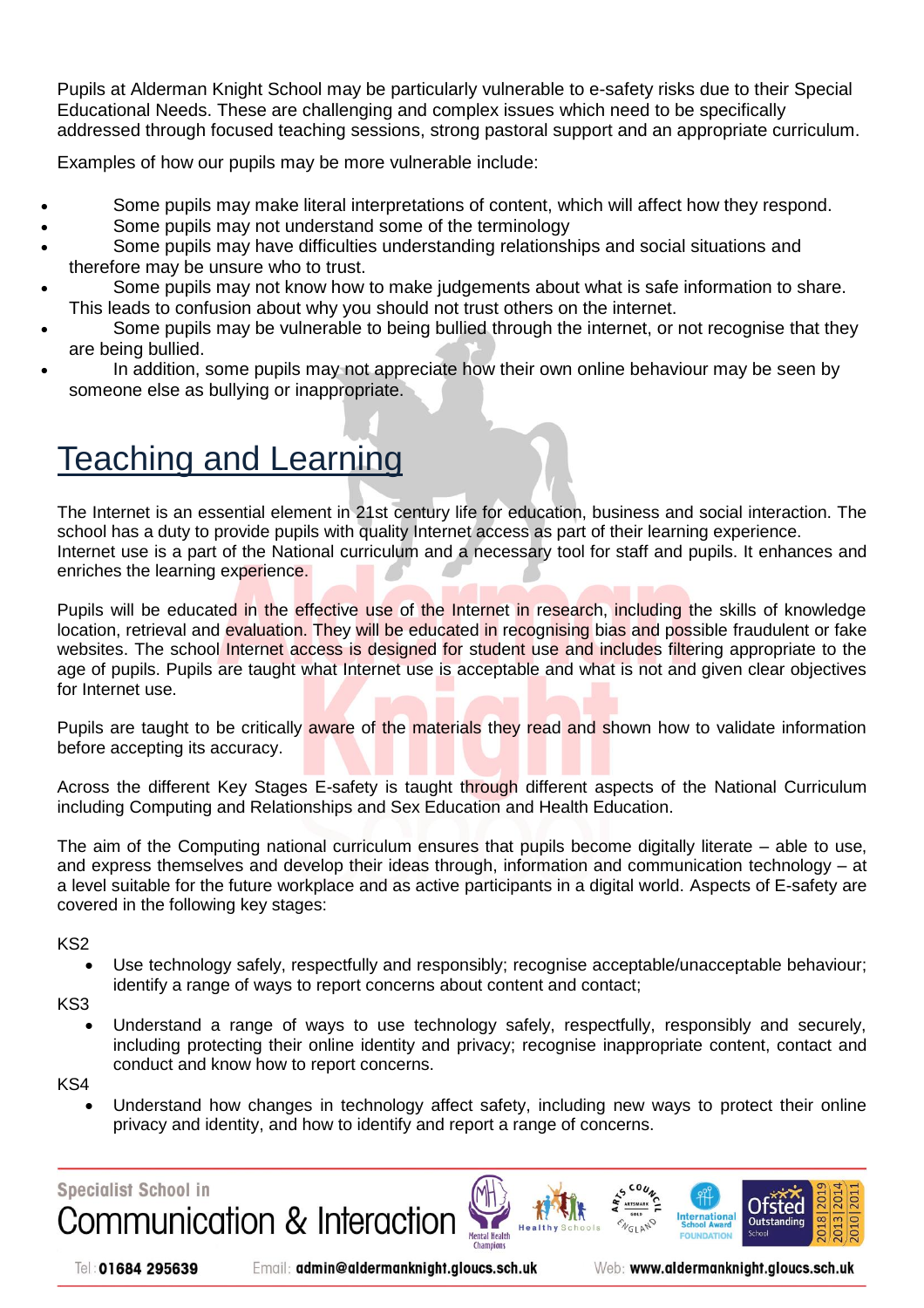Pupils at Alderman Knight School may be particularly vulnerable to e-safety risks due to their Special Educational Needs. These are challenging and complex issues which need to be specifically addressed through focused teaching sessions, strong pastoral support and an appropriate curriculum.

Examples of how our pupils may be more vulnerable include:

- Some pupils may make literal interpretations of content, which will affect how they respond.
- Some pupils may not understand some of the terminology
- Some pupils may have difficulties understanding relationships and social situations and therefore may be unsure who to trust.
- Some pupils may not know how to make judgements about what is safe information to share. This leads to confusion about why you should not trust others on the internet.
- Some pupils may be vulnerable to being bullied through the internet, or not recognise that they are being bullied.
- In addition, some pupils may not appreciate how their own online behaviour may be seen by someone else as bullying or inappropriate.

# Teaching and Learning

The Internet is an essential element in 21st century life for education, business and social interaction. The school has a duty to provide pupils with quality Internet access as part of their learning experience. Internet use is a part of the National curriculum and a necessary tool for staff and pupils. It enhances and enriches the learning experience.

Pupils will be educated in the effective use of the Internet in research, including the skills of knowledge location, retrieval and evaluation. They will be educated in recognising bias and possible fraudulent or fake websites. The school Internet access is designed for student use and includes filtering appropriate to the age of pupils. Pupils are taught what Internet use is acceptable and what is not and given clear objectives for Internet use.

Pupils are taught to be critically aware of the materials they read and shown how to validate information before accepting its accuracy.

Across the different Key Stages E-safety is taught through different aspects of the National Curriculum including Computing and Relationships and Sex Education and Health Education.

The aim of the Computing national curriculum ensures that pupils become digitally literate – able to use, and express themselves and develop their ideas through, information and communication technology – at a level suitable for the future workplace and as active participants in a digital world. Aspects of E-safety are covered in the following key stages:

KS2

- Use technology safely, respectfully and responsibly; recognise acceptable/unacceptable behaviour; identify a range of ways to report concerns about content and contact;

KS3

- Understand a range of ways to use technology safely, respectfully, responsibly and securely, including protecting their online identity and privacy; recognise inappropriate content, contact and conduct and know how to report concerns.

KS4

- Understand how changes in technology affect safety, including new ways to protect their online privacy and identity, and how to identify and report a range of concerns.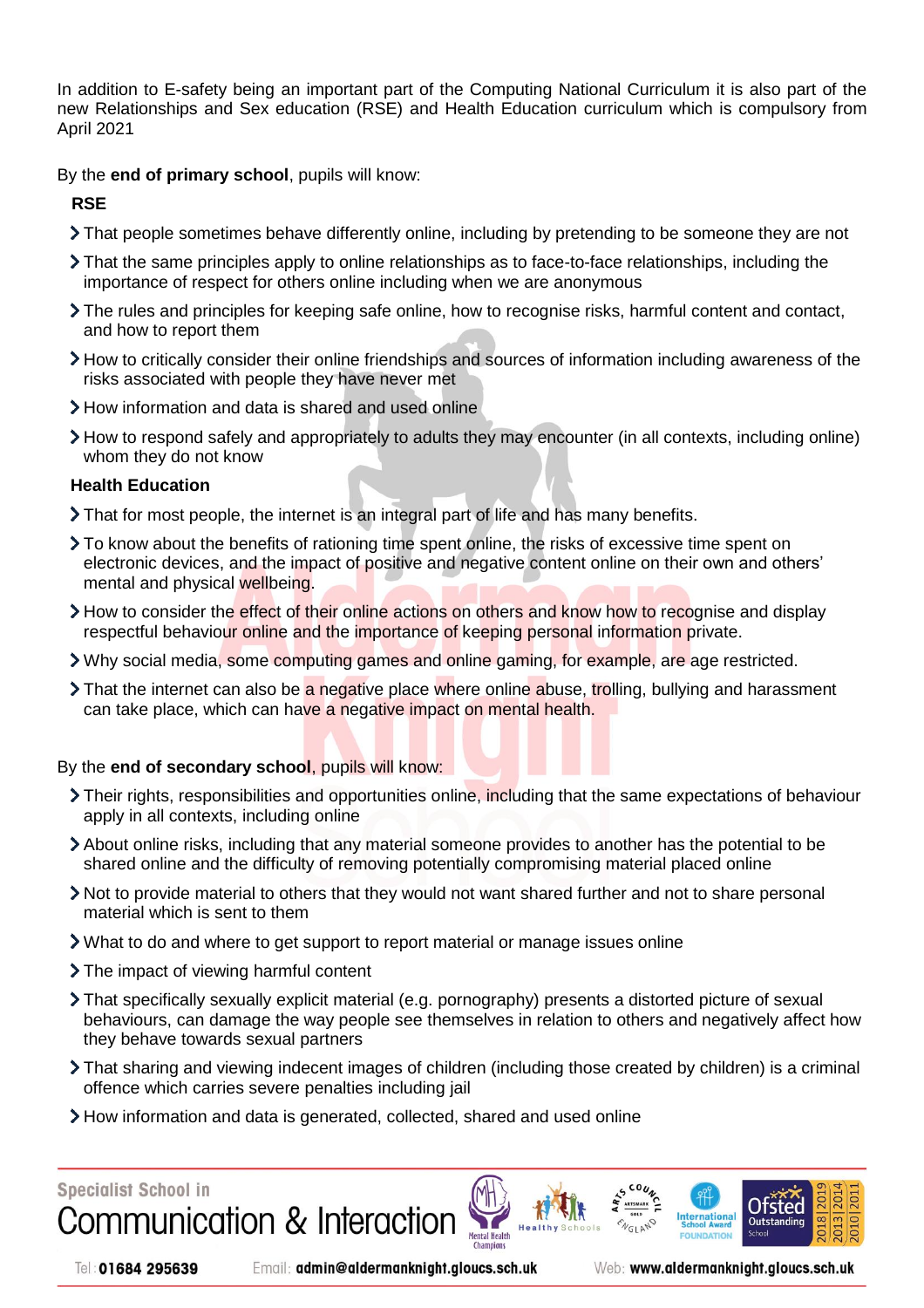In addition to E-safety being an important part of the Computing National Curriculum it is also part of the new Relationships and Sex education (RSE) and Health Education curriculum which is compulsory from April 2021

By the **end of primary school**, pupils will know:

**RSE**

- That people sometimes behave differently online, including by pretending to be someone they are not
- That the same principles apply to online relationships as to face-to-face relationships, including the importance of respect for others online including when we are anonymous
- The rules and principles for keeping safe online, how to recognise risks, harmful content and contact, and how to report them
- How to critically consider their online friendships and sources of information including awareness of the risks associated with people they have never met
- How information and data is shared and used online
- How to respond safely and appropriately to adults they may encounter (in all contexts, including online) whom they do not know

**Health Education**

- That for most people, the internet is an integral part of life and has many benefits.
- To know about the benefits of rationing time spent online, the risks of excessive time spent on electronic devices, and the impact of positive and negative content online on their own and others' mental and physical wellbeing.
- How to consider the effect of their online actions on others and know how to recognise and display respectful behaviour online and the importance of keeping personal information private.
- Why social media, some computing games and online gaming, for example, are age restricted.
- That the internet can also be a negative place where online abuse, trolling, bullying and harassment can take place, which can have a negative impact on mental health.

By the **end of secondary school**, pupils will know:

- Their rights, responsibilities and opportunities online, including that the same expectations of behaviour apply in all contexts, including online
- About online risks, including that any material someone provides to another has the potential to be shared online and the difficulty of removing potentially compromising material placed online
- Not to provide material to others that they would not want shared further and not to share personal material which is sent to them
- What to do and where to get support to report material or manage issues online
- The impact of viewing harmful content
- That specifically sexually explicit material (e.g. pornography) presents a distorted picture of sexual behaviours, can damage the way people see themselves in relation to others and negatively affect how they behave towards sexual partners
- That sharing and viewing indecent images of children (including those created by children) is a criminal offence which carries severe penalties including jail
- How information and data is generated, collected, shared and used online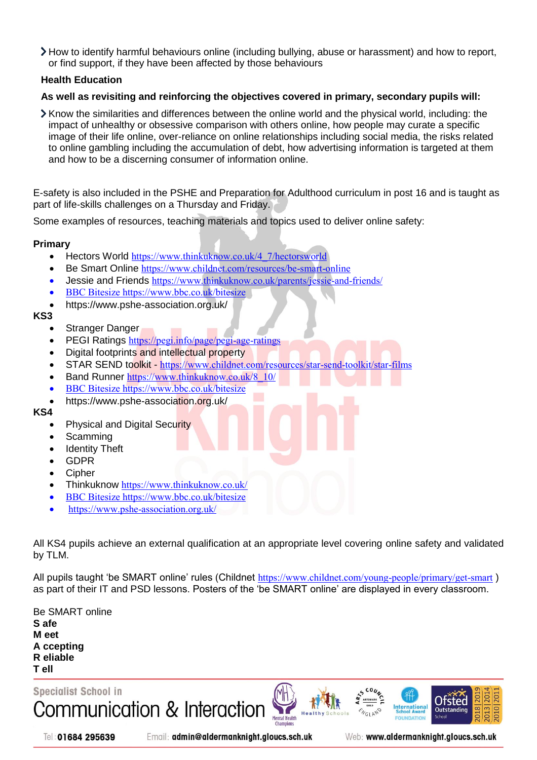- How to identify harmful behaviours online (including bullying, abuse or harassment) and how to report, or find support, if they have been affected by those behaviours

**Health Education**

**As well as revisiting and reinforcing the objectives covered in primary, secondary pupils will:**

- Know the similarities and differences between the online world and the physical world, including: the impact of unhealthy or obsessive comparison with others online, how people may curate a specific image of their life online, over-reliance on online relationships including social media, the risks related to online gambling including the accumulation of debt, how advertising information is targeted at them and how to be a discerning consumer of information online.

E-safety is also included in the PSHE and Preparation for Adulthood curriculum in post 16 and is taught as part of life-skills challenges on a Thursday and Friday.

Some examples of resources, teaching materials and topics used to deliver online safety:

**Primary**

- Hectors World https://www.thinkuknow.co.uk/4_7/hectorsworld
- Be Smart Online https://www.childnet.com/resources/be-smart-online
- Jessie and Friends https://www.thinkuknow.co.uk/parents/jessie-and-friends/
- BBC Bitesize https://www.bbc.co.uk/bitesize
- https://www.pshe-association.org.uk/

**KS3**

- Stranger Danger
- PEGI Ratings https://pegi.info/page/pegi-age-ratings
- Digital footprints and intellectual property
- STAR SEND toolkit - https://www.childnet.com/resources/star-send-toolkit/star-films
- Band Runner https://www.thinkuknow.co.uk/8_10/
- BBC Bitesize https://www.bbc.co.uk/bitesize
- https://www.pshe-association.org.uk/

**KS4**

- Physical and Digital Security
- Scamming
- Identity Theft
- GDPR
- Cipher
- Thinkuknow https://www.thinkuknow.co.uk/
- BBC Bitesize https://www.bbc.co.uk/bitesize
- https://www.pshe-association.org.uk/

All KS4 pupils achieve an external qualification at an appropriate level covering online safety and validated by TLM.

All pupils taught 'be SMART online' rules (Childnet https://www.childnet.com/young-people/primary/get-smart ) as part of their IT and PSD lessons. Posters of the 'be SMART online' are displayed in every classroom.

Be SMART online
**S afe**
**M eet**
**A ccepting**
**R eliable**
**T ell**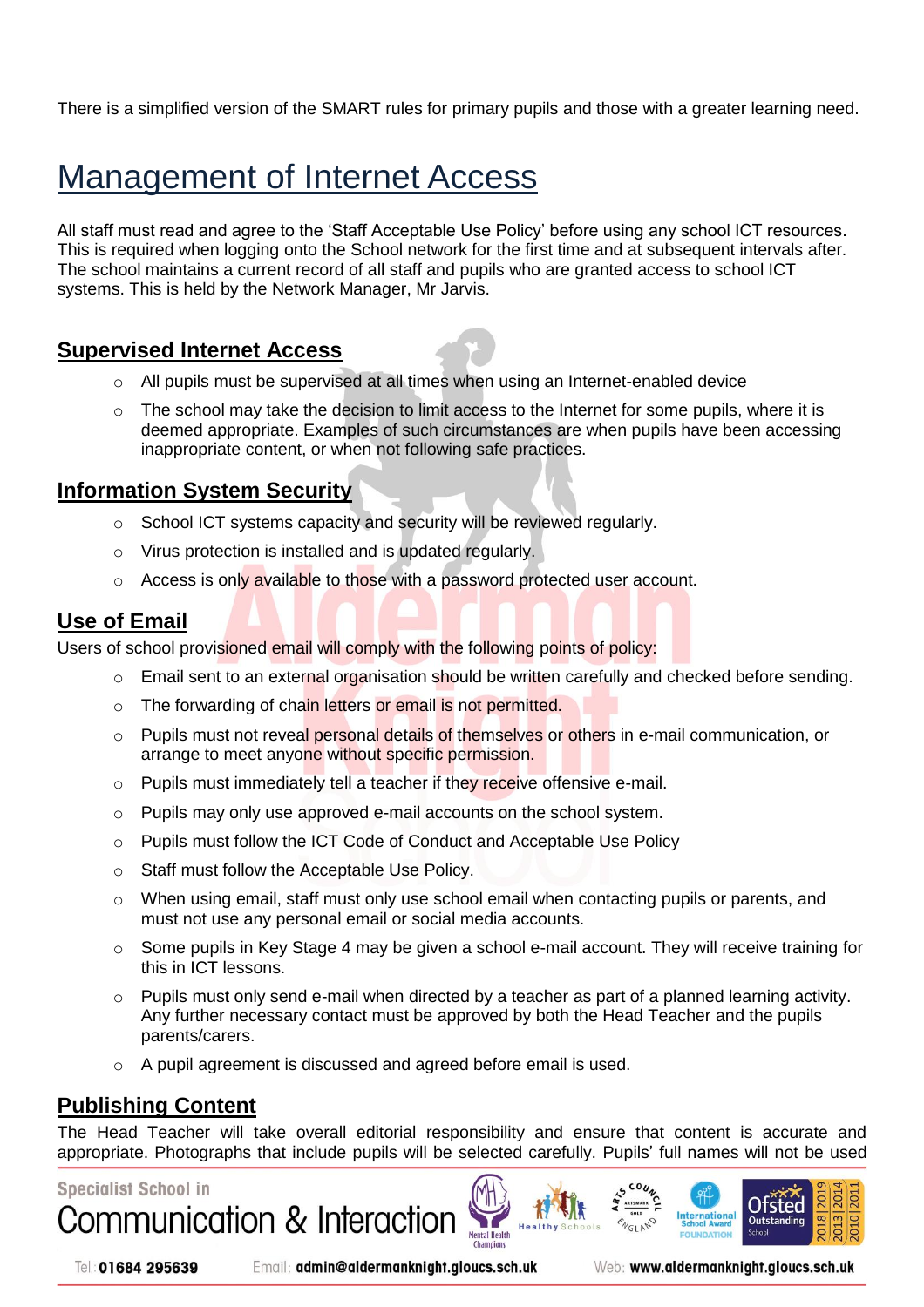There is a simplified version of the SMART rules for primary pupils and those with a greater learning need.

# Management of Internet Access

All staff must read and agree to the 'Staff Acceptable Use Policy' before using any school ICT resources. This is required when logging onto the School network for the first time and at subsequent intervals after. The school maintains a current record of all staff and pupils who are granted access to school ICT systems. This is held by the Network Manager, Mr Jarvis.

## Supervised Internet Access

- All pupils must be supervised at all times when using an Internet-enabled device
- The school may take the decision to limit access to the Internet for some pupils, where it is deemed appropriate. Examples of such circumstances are when pupils have been accessing inappropriate content, or when not following safe practices.

## Information System Security

- School ICT systems capacity and security will be reviewed regularly.
- Virus protection is installed and is updated regularly.
- Access is only available to those with a password protected user account.

## Use of Email

Users of school provisioned email will comply with the following points of policy:

- Email sent to an external organisation should be written carefully and checked before sending.
- The forwarding of chain letters or email is not permitted.
- Pupils must not reveal personal details of themselves or others in e-mail communication, or arrange to meet anyone without specific permission.
- Pupils must immediately tell a teacher if they receive offensive e-mail.
- Pupils may only use approved e-mail accounts on the school system.
- Pupils must follow the ICT Code of Conduct and Acceptable Use Policy
- Staff must follow the Acceptable Use Policy.
- When using email, staff must only use school email when contacting pupils or parents, and must not use any personal email or social media accounts.
- Some pupils in Key Stage 4 may be given a school e-mail account. They will receive training for this in ICT lessons.
- Pupils must only send e-mail when directed by a teacher as part of a planned learning activity. Any further necessary contact must be approved by both the Head Teacher and the pupils parents/carers.
- A pupil agreement is discussed and agreed before email is used.

## Publishing Content

The Head Teacher will take overall editorial responsibility and ensure that content is accurate and appropriate. Photographs that include pupils will be selected carefully. Pupils' full names will not be used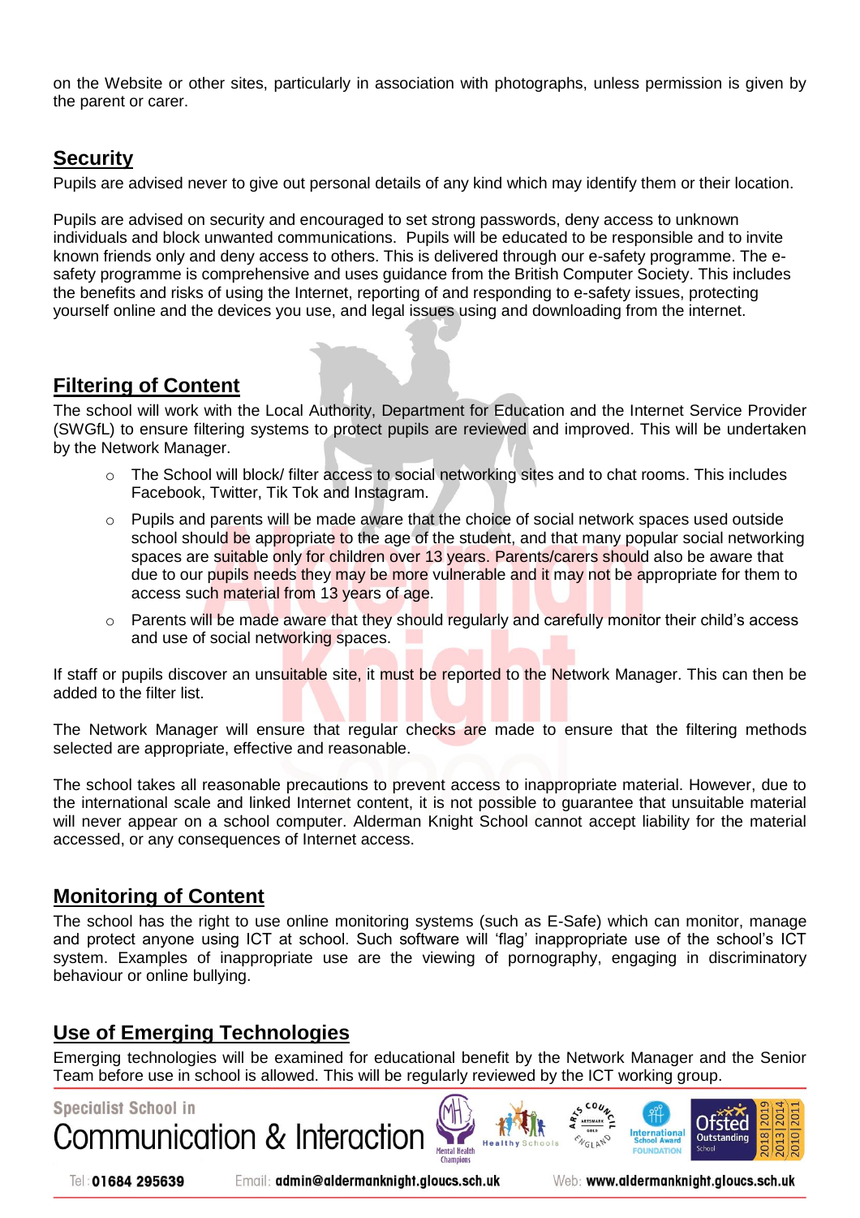on the Website or other sites, particularly in association with photographs, unless permission is given by the parent or carer.

## Security

Pupils are advised never to give out personal details of any kind which may identify them or their location.

Pupils are advised on security and encouraged to set strong passwords, deny access to unknown individuals and block unwanted communications. Pupils will be educated to be responsible and to invite known friends only and deny access to others. This is delivered through our e-safety programme. The e-safety programme is comprehensive and uses guidance from the British Computer Society. This includes the benefits and risks of using the Internet, reporting of and responding to e-safety issues, protecting yourself online and the devices you use, and legal issues using and downloading from the internet.

## Filtering of Content

The school will work with the Local Authority, Department for Education and the Internet Service Provider (SWGfL) to ensure filtering systems to protect pupils are reviewed and improved. This will be undertaken by the Network Manager.

- The School will block/ filter access to social networking sites and to chat rooms. This includes Facebook, Twitter, Tik Tok and Instagram.
- Pupils and parents will be made aware that the choice of social network spaces used outside school should be appropriate to the age of the student, and that many popular social networking spaces are suitable only for children over 13 years. Parents/carers should also be aware that due to our pupils needs they may be more vulnerable and it may not be appropriate for them to access such material from 13 years of age.
- Parents will be made aware that they should regularly and carefully monitor their child's access and use of social networking spaces.

If staff or pupils discover an unsuitable site, it must be reported to the Network Manager. This can then be added to the filter list.

The Network Manager will ensure that regular checks are made to ensure that the filtering methods selected are appropriate, effective and reasonable.

The school takes all reasonable precautions to prevent access to inappropriate material. However, due to the international scale and linked Internet content, it is not possible to guarantee that unsuitable material will never appear on a school computer. Alderman Knight School cannot accept liability for the material accessed, or any consequences of Internet access.

## Monitoring of Content

The school has the right to use online monitoring systems (such as E-Safe) which can monitor, manage and protect anyone using ICT at school. Such software will 'flag' inappropriate use of the school's ICT system. Examples of inappropriate use are the viewing of pornography, engaging in discriminatory behaviour or online bullying.

## Use of Emerging Technologies

Emerging technologies will be examined for educational benefit by the Network Manager and the Senior Team before use in school is allowed. This will be regularly reviewed by the ICT working group.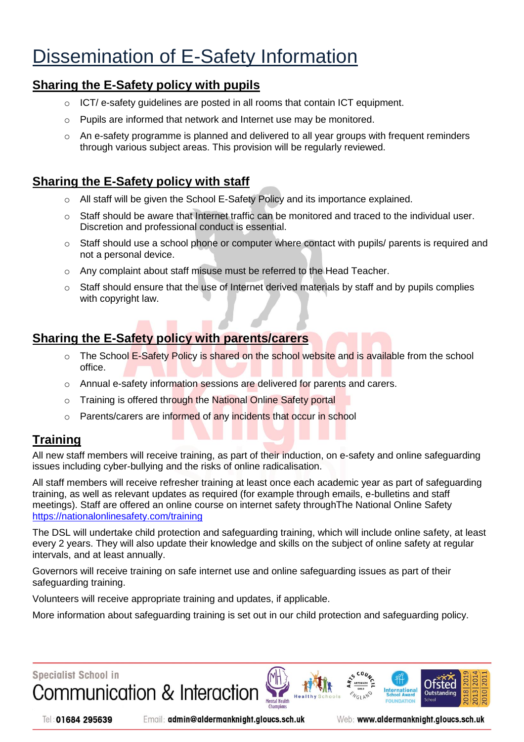# Dissemination of E-Safety Information

## Sharing the E-Safety policy with pupils

- ICT/ e-safety guidelines are posted in all rooms that contain ICT equipment.
- Pupils are informed that network and Internet use may be monitored.
- An e-safety programme is planned and delivered to all year groups with frequent reminders through various subject areas. This provision will be regularly reviewed.

## Sharing the E-Safety policy with staff

- All staff will be given the School E-Safety Policy and its importance explained.
- Staff should be aware that Internet traffic can be monitored and traced to the individual user. Discretion and professional conduct is essential.
- Staff should use a school phone or computer where contact with pupils/ parents is required and not a personal device.
- Any complaint about staff misuse must be referred to the Head Teacher.
- Staff should ensure that the use of Internet derived materials by staff and by pupils complies with copyright law.

## Sharing the E-Safety policy with parents/carers

- The School E-Safety Policy is shared on the school website and is available from the school office.
- Annual e-safety information sessions are delivered for parents and carers.
- Training is offered through the National Online Safety portal
- Parents/carers are informed of any incidents that occur in school

## Training

All new staff members will receive training, as part of their induction, on e-safety and online safeguarding issues including cyber-bullying and the risks of online radicalisation.

All staff members will receive refresher training at least once each academic year as part of safeguarding training, as well as relevant updates as required (for example through emails, e-bulletins and staff meetings). Staff are offered an online course on internet safety throughThe National Online Safety https://nationalonlinesafety.com/training

The DSL will undertake child protection and safeguarding training, which will include online safety, at least every 2 years. They will also update their knowledge and skills on the subject of online safety at regular intervals, and at least annually.

Governors will receive training on safe internet use and online safeguarding issues as part of their safeguarding training.

Volunteers will receive appropriate training and updates, if applicable.

More information about safeguarding training is set out in our child protection and safeguarding policy.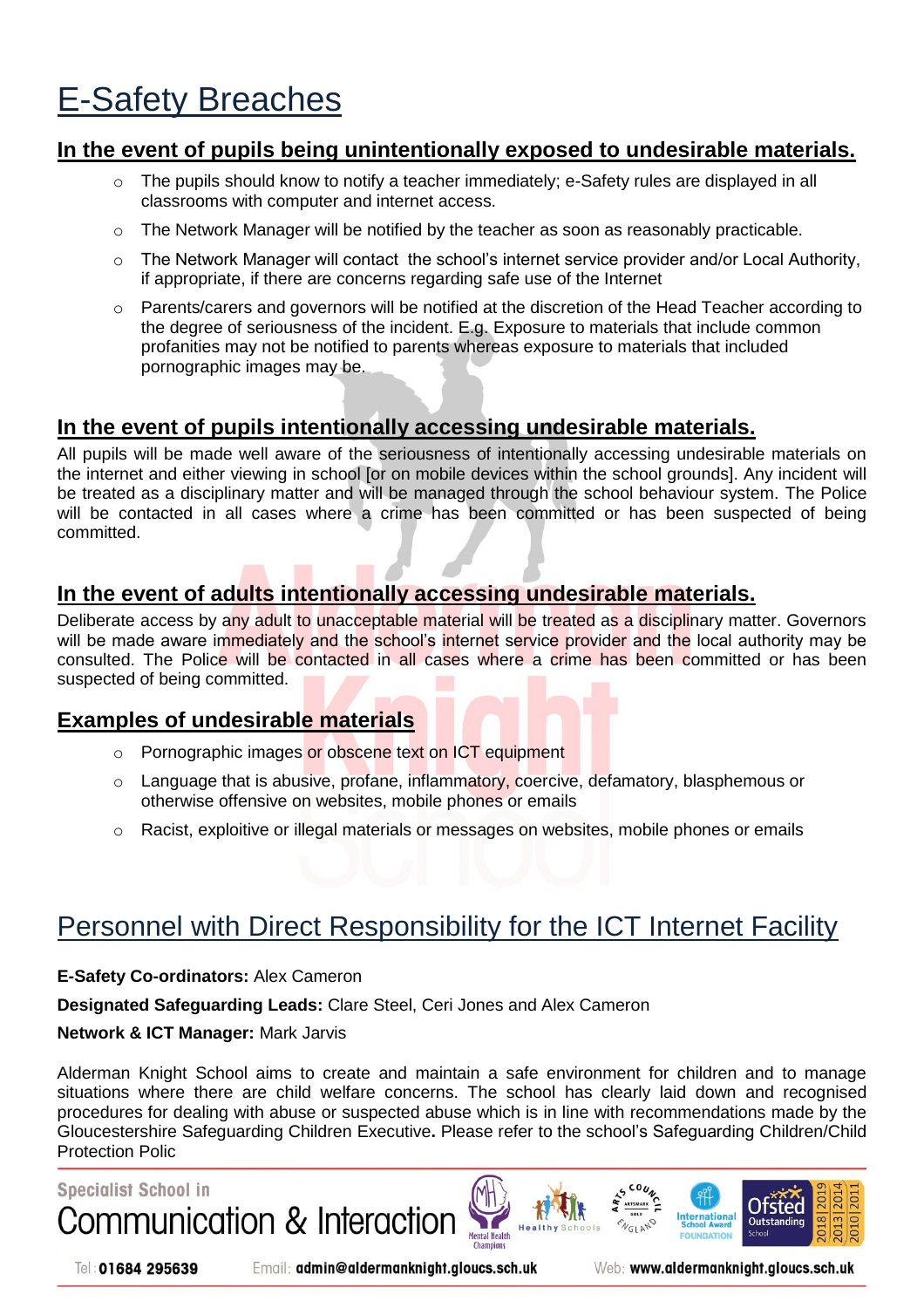# E-Safety Breaches

## In the event of pupils being unintentionally exposed to undesirable materials.

- The pupils should know to notify a teacher immediately; e-Safety rules are displayed in all classrooms with computer and internet access.
- The Network Manager will be notified by the teacher as soon as reasonably practicable.
- The Network Manager will contact the school's internet service provider and/or Local Authority, if appropriate, if there are concerns regarding safe use of the Internet
- Parents/carers and governors will be notified at the discretion of the Head Teacher according to the degree of seriousness of the incident. E.g. Exposure to materials that include common profanities may not be notified to parents whereas exposure to materials that included pornographic images may be.

## In the event of pupils intentionally accessing undesirable materials.

All pupils will be made well aware of the seriousness of intentionally accessing undesirable materials on the internet and either viewing in school [or on mobile devices within the school grounds]. Any incident will be treated as a disciplinary matter and will be managed through the school behaviour system. The Police will be contacted in all cases where a crime has been committed or has been suspected of being committed.

## In the event of adults intentionally accessing undesirable materials.

Deliberate access by any adult to unacceptable material will be treated as a disciplinary matter. Governors will be made aware immediately and the school's internet service provider and the local authority may be consulted. The Police will be contacted in all cases where a crime has been committed or has been suspected of being committed.

## Examples of undesirable materials

- Pornographic images or obscene text on ICT equipment
- Language that is abusive, profane, inflammatory, coercive, defamatory, blasphemous or otherwise offensive on websites, mobile phones or emails
- Racist, exploitive or illegal materials or messages on websites, mobile phones or emails

# Personnel with Direct Responsibility for the ICT Internet Facility

**E-Safety Co-ordinators:** Alex Cameron

**Designated Safeguarding Leads:** Clare Steel, Ceri Jones and Alex Cameron

**Network & ICT Manager:** Mark Jarvis

Alderman Knight School aims to create and maintain a safe environment for children and to manage situations where there are child welfare concerns. The school has clearly laid down and recognised procedures for dealing with abuse or suspected abuse which is in line with recommendations made by the Gloucestershire Safeguarding Children Executive**.** Please refer to the school's Safeguarding Children/Child Protection Polic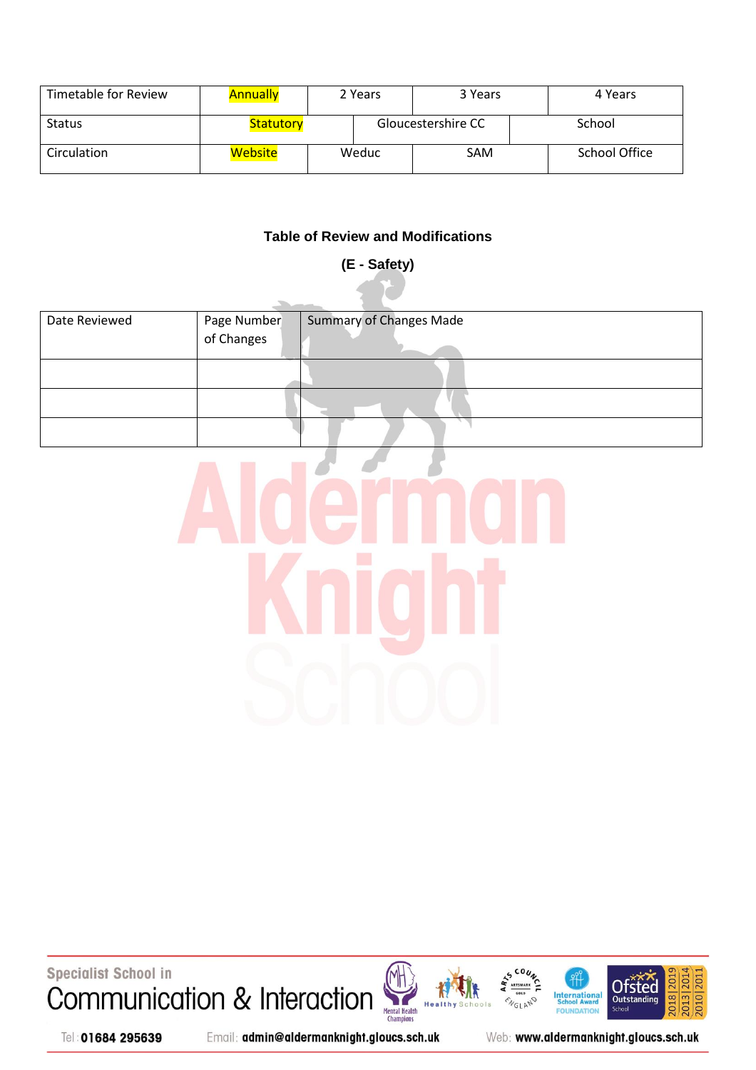| | | | | |
|---|---|---|---|---|
| Timetable for Review | Annually | 2 Years | 3 Years | 4 Years |
| Status | Statutory | Gloucestershire CC | School | |
| Circulation | Website | Weduc | SAM | School Office |

**Table of Review and Modifications**

**(E - Safety)**

| Date Reviewed | Page Number of Changes | Summary of Changes Made |
|---|---|---|
| | | |
| | | |
| | | |